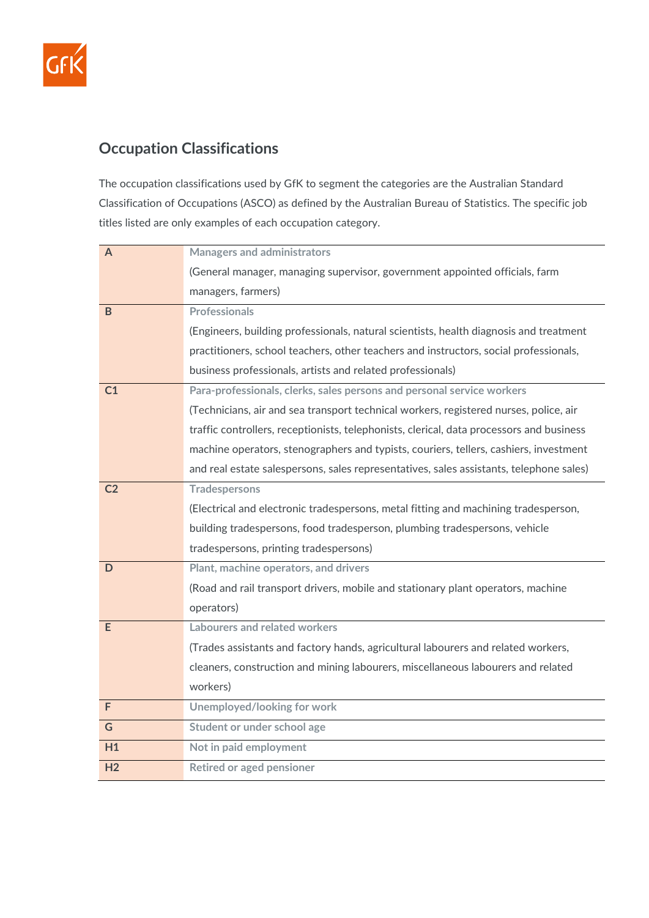## Occupation Classifications

The occupation classifications used by GfK to segment the categories are the Australian Standard Classification of Occupations (ASCO) as defined by the Australian Bureau of Statistics. The specific job titles listed are only examples of each occupation category.

| | |
|---|---|
| A | Managers and administrators<br>(General manager, managing supervisor, government appointed officials, farm managers, farmers) |
| B | Professionals<br>(Engineers, building professionals, natural scientists, health diagnosis and treatment practitioners, school teachers, other teachers and instructors, social professionals, business professionals, artists and related professionals) |
| C1 | Para-professionals, clerks, sales persons and personal service workers<br>(Technicians, air and sea transport technical workers, registered nurses, police, air traffic controllers, receptionists, telephonists, clerical, data processors and business machine operators, stenographers and typists, couriers, tellers, cashiers, investment and real estate salespersons, sales representatives, sales assistants, telephone sales) |
| C2 | Tradespersons<br>(Electrical and electronic tradespersons, metal fitting and machining tradesperson, building tradespersons, food tradesperson, plumbing tradespersons, vehicle tradespersons, printing tradespersons) |
| D | Plant, machine operators, and drivers<br>(Road and rail transport drivers, mobile and stationary plant operators, machine operators) |
| E | Labourers and related workers<br>(Trades assistants and factory hands, agricultural labourers and related workers, cleaners, construction and mining labourers, miscellaneous labourers and related workers) |
| F | Unemployed/looking for work |
| G | Student or under school age |
| H1 | Not in paid employment |
| H2 | Retired or aged pensioner |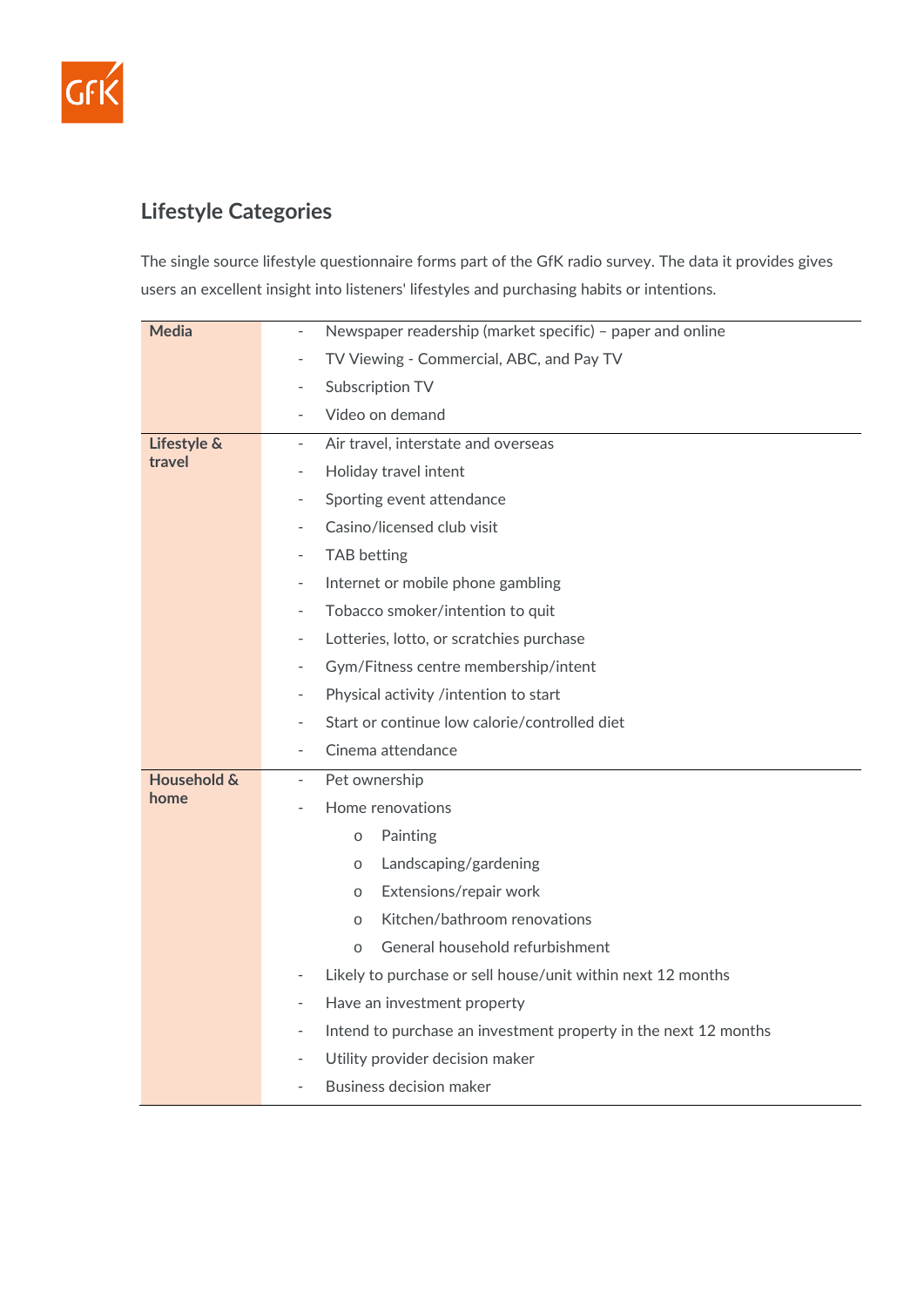## Lifestyle Categories

The single source lifestyle questionnaire forms part of the GfK radio survey. The data it provides gives users an excellent insight into listeners' lifestyles and purchasing habits or intentions.

| Category | Items |
|---|---|
| **Media** | - Newspaper readership (market specific) – paper and online<br>- TV Viewing - Commercial, ABC, and Pay TV<br>- Subscription TV<br>- Video on demand |
| **Lifestyle & travel** | - Air travel, interstate and overseas<br>- Holiday travel intent<br>- Sporting event attendance<br>- Casino/licensed club visit<br>- TAB betting<br>- Internet or mobile phone gambling<br>- Tobacco smoker/intention to quit<br>- Lotteries, lotto, or scratchies purchase<br>- Gym/Fitness centre membership/intent<br>- Physical activity /intention to start<br>- Start or continue low calorie/controlled diet<br>- Cinema attendance |
| **Household & home** | - Pet ownership<br>- Home renovations<br>&nbsp;&nbsp;o Painting<br>&nbsp;&nbsp;o Landscaping/gardening<br>&nbsp;&nbsp;o Extensions/repair work<br>&nbsp;&nbsp;o Kitchen/bathroom renovations<br>&nbsp;&nbsp;o General household refurbishment<br>- Likely to purchase or sell house/unit within next 12 months<br>- Have an investment property<br>- Intend to purchase an investment property in the next 12 months<br>- Utility provider decision maker<br>- Business decision maker |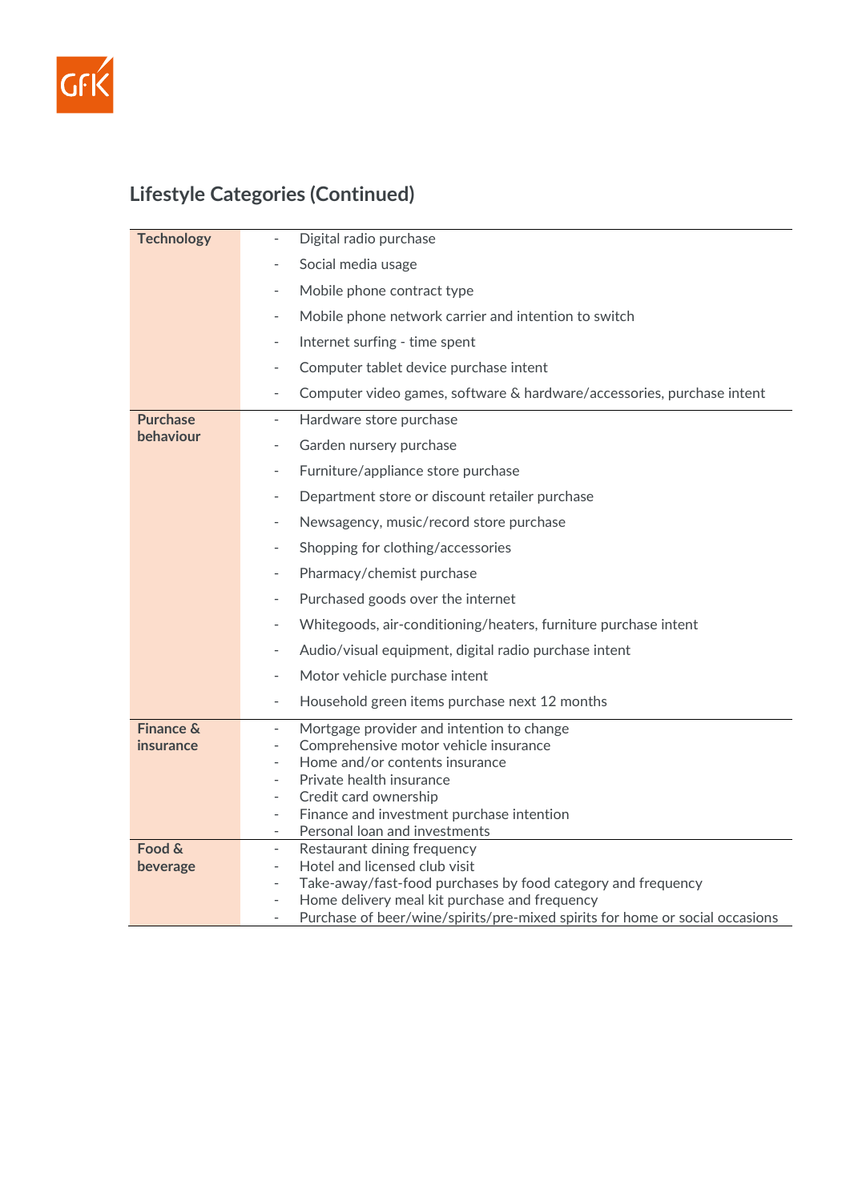## Lifestyle Categories (Continued)

| | |
|---|---|
| **Technology** | - Digital radio purchase<br>- Social media usage<br>- Mobile phone contract type<br>- Mobile phone network carrier and intention to switch<br>- Internet surfing - time spent<br>- Computer tablet device purchase intent<br>- Computer video games, software & hardware/accessories, purchase intent |
| **Purchase behaviour** | - Hardware store purchase<br>- Garden nursery purchase<br>- Furniture/appliance store purchase<br>- Department store or discount retailer purchase<br>- Newsagency, music/record store purchase<br>- Shopping for clothing/accessories<br>- Pharmacy/chemist purchase<br>- Purchased goods over the internet<br>- Whitegoods, air-conditioning/heaters, furniture purchase intent<br>- Audio/visual equipment, digital radio purchase intent<br>- Motor vehicle purchase intent<br>- Household green items purchase next 12 months |
| **Finance & insurance** | - Mortgage provider and intention to change<br>- Comprehensive motor vehicle insurance<br>- Home and/or contents insurance<br>- Private health insurance<br>- Credit card ownership<br>- Finance and investment purchase intention<br>- Personal loan and investments |
| **Food & beverage** | - Restaurant dining frequency<br>- Hotel and licensed club visit<br>- Take-away/fast-food purchases by food category and frequency<br>- Home delivery meal kit purchase and frequency<br>- Purchase of beer/wine/spirits/pre-mixed spirits for home or social occasions |